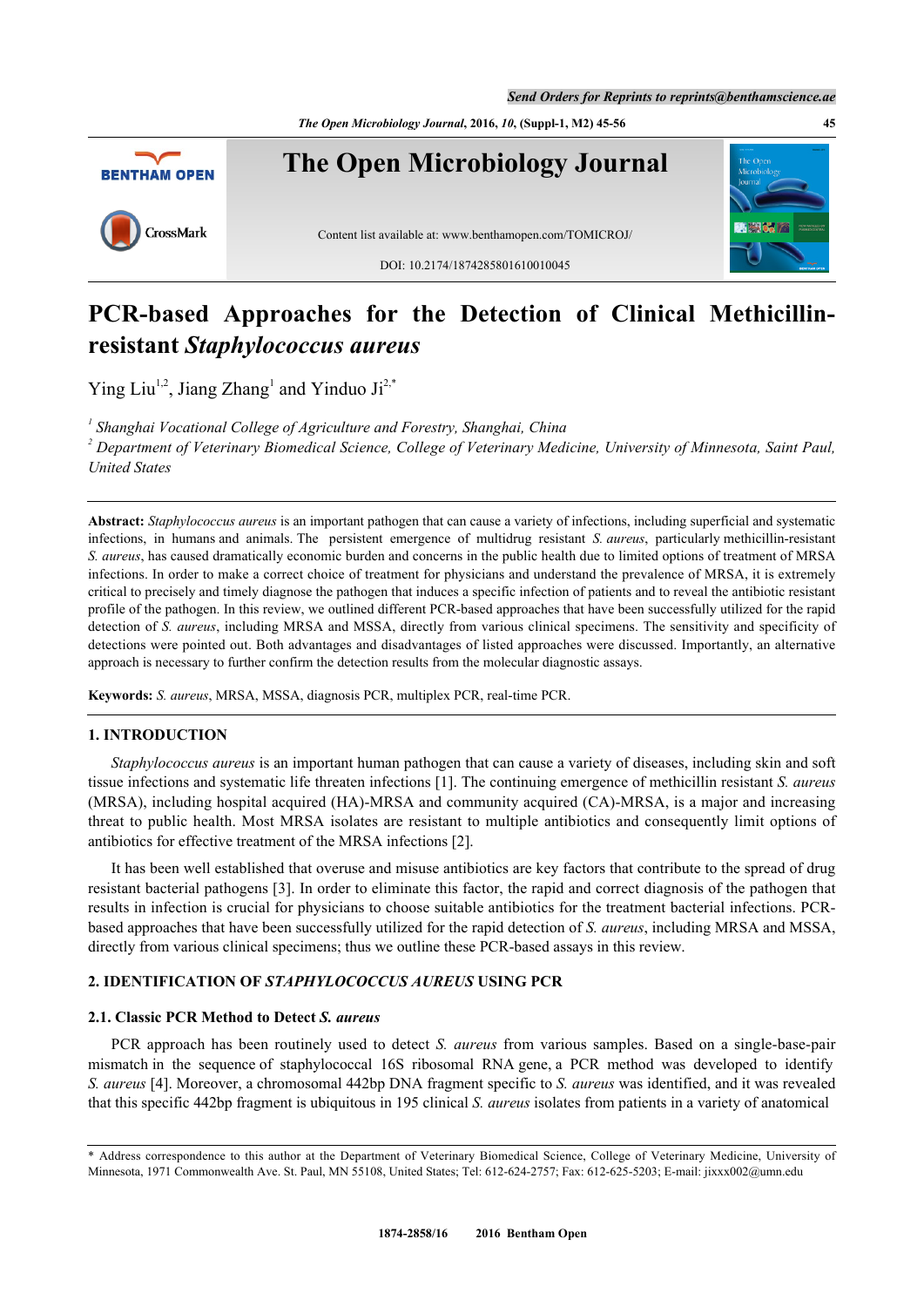# PCR-based Approaches for the Detection of Clinical Methicillin-resistant *Staphylococcus aureus*

Ying Liu[1,2], Jiang Zhang[1] and Yinduo Ji[2,*]

[1] *Shanghai Vocational College of Agriculture and Forestry, Shanghai, China*
[2] *Department of Veterinary Biomedical Science, College of Veterinary Medicine, University of Minnesota, Saint Paul, United States*

**Abstract:** *Staphylococcus aureus* is an important pathogen that can cause a variety of infections, including superficial and systematic infections, in humans and animals. The persistent emergence of multidrug resistant *S. aureus*, particularly methicillin-resistant *S. aureus*, has caused dramatically economic burden and concerns in the public health due to limited options of treatment of MRSA infections. In order to make a correct choice of treatment for physicians and understand the prevalence of MRSA, it is extremely critical to precisely and timely diagnose the pathogen that induces a specific infection of patients and to reveal the antibiotic resistant profile of the pathogen. In this review, we outlined different PCR-based approaches that have been successfully utilized for the rapid detection of *S. aureus*, including MRSA and MSSA, directly from various clinical specimens. The sensitivity and specificity of detections were pointed out. Both advantages and disadvantages of listed approaches were discussed. Importantly, an alternative approach is necessary to further confirm the detection results from the molecular diagnostic assays.

**Keywords:** *S. aureus*, MRSA, MSSA, diagnosis PCR, multiplex PCR, real-time PCR.

## 1. INTRODUCTION

*Staphylococcus aureus* is an important human pathogen that can cause a variety of diseases, including skin and soft tissue infections and systematic life threaten infections [1]. The continuing emergence of methicillin resistant *S. aureus* (MRSA), including hospital acquired (HA)-MRSA and community acquired (CA)-MRSA, is a major and increasing threat to public health. Most MRSA isolates are resistant to multiple antibiotics and consequently limit options of antibiotics for effective treatment of the MRSA infections [2].

It has been well established that overuse and misuse antibiotics are key factors that contribute to the spread of drug resistant bacterial pathogens [3]. In order to eliminate this factor, the rapid and correct diagnosis of the pathogen that results in infection is crucial for physicians to choose suitable antibiotics for the treatment bacterial infections. PCR-based approaches that have been successfully utilized for the rapid detection of *S. aureus*, including MRSA and MSSA, directly from various clinical specimens; thus we outline these PCR-based assays in this review.

## 2. IDENTIFICATION OF *STAPHYLOCOCCUS AUREUS* USING PCR

### 2.1. Classic PCR Method to Detect *S. aureus*

PCR approach has been routinely used to detect *S. aureus* from various samples. Based on a single-base-pair mismatch in the sequence of staphylococcal 16S ribosomal RNA gene, a PCR method was developed to identify *S. aureus* [4]. Moreover, a chromosomal 442bp DNA fragment specific to *S. aureus* was identified, and it was revealed that this specific 442bp fragment is ubiquitous in 195 clinical *S. aureus* isolates from patients in a variety of anatomical

\* Address correspondence to this author at the Department of Veterinary Biomedical Science, College of Veterinary Medicine, University of Minnesota, 1971 Commonwealth Ave. St. Paul, MN 55108, United States; Tel: 612-624-2757; Fax: 612-625-5203; E-mail: jixxx002@umn.edu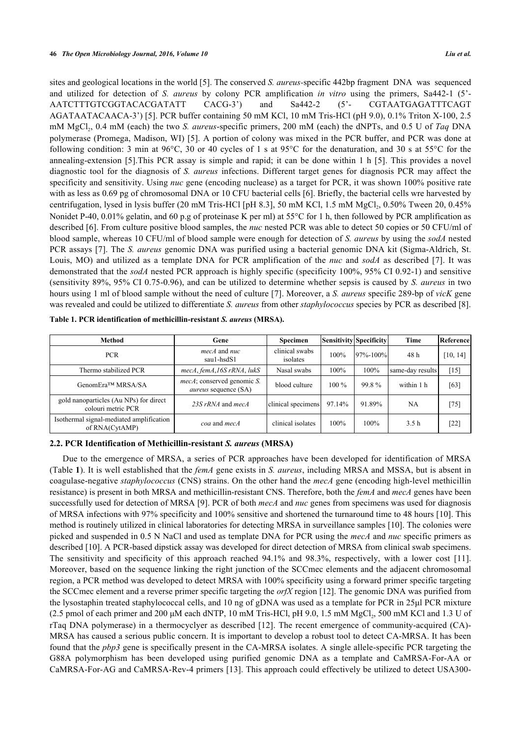sites and geological locations in the world [5]. The conserved *S. aureus*-specific 442bp fragment DNA was sequenced and utilized for detection of *S. aureus* by colony PCR amplification *in vitro* using the primers, Sa442-1 (5'-AATCTTTGTCGGTACACGATATT CACG-3') and Sa442-2 (5'- CGTAATGAGATTTCAGT AGATAATACAACA-3') [5]. PCR buffer containing 50 mM KCl, 10 mM Tris-HCl (pH 9.0), 0.1% Triton X-100, 2.5 mM $MgCl_2$, 0.4 mM (each) the two *S. aureus*-specific primers, 200 mM (each) the dNPTs, and 0.5 U of *Taq* DNA polymerase (Promega, Madison, WI) [5]. A portion of colony was mixed in the PCR buffer, and PCR was done at following condition: 3 min at 96°C, 30 or 40 cycles of 1 s at 95°C for the denaturation, and 30 s at 55°C for the annealing-extension [5].This PCR assay is simple and rapid; it can be done within 1 h [5]. This provides a novel diagnostic tool for the diagnosis of *S. aureus* infections. Different target genes for diagnosis PCR may affect the specificity and sensitivity. Using *nuc* gene (encoding nuclease) as a target for PCR, it was shown 100% positive rate with as less as 0.69 pg of chromosomal DNA or 10 CFU bacterial cells [6]. Briefly, the bacterial cells wre harvested by centrifugation, lysed in lysis buffer (20 mM Tris-HCl [pH 8.3], 50 mM KCl, 1.5 mM $MgCl_2$, 0.50% Tween 20, 0.45% Nonidet P-40, 0.01% gelatin, and 60 p.g of proteinase K per ml) at 55°C for 1 h, then followed by PCR amplification as described [6]. From culture positive blood samples, the *nuc* nested PCR was able to detect 50 copies or 50 CFU/ml of blood sample, whereas 10 CFU/ml of blood sample were enough for detection of *S. aureus* by using the *sodA* nested PCR assays [7]. The *S. aureus* genomic DNA was purified using a bacterial genomic DNA kit (Sigma-Aldrich, St. Louis, MO) and utilized as a template DNA for PCR amplification of the *nuc* and *sodA* as described [7]. It was demonstrated that the *sodA* nested PCR approach is highly specific (specificity 100%, 95% CI 0.92-1) and sensitive (sensitivity 89%, 95% CI 0.75-0.96), and can be utilized to determine whether sepsis is caused by *S. aureus* in two hours using 1 ml of blood sample without the need of culture [7]. Moreover, a *S. aureus* specific 289-bp of *vicK* gene was revealed and could be utilized to differentiate *S. aureus* from other *staphylococcus* species by PCR as described [8].

**Table 1. PCR identification of methicillin-resistant *S. aureus* (MRSA).**

| Method | Gene | Specimen | Sensitivity | Specificity | Time | Reference |
|---|---|---|---|---|---|---|
| PCR | *mecA* and *nuc* sau1-hsdS1 | clinical swabs isolates | 100% | 97%-100% | 48 h | [10, 14] |
| Thermo stabilized PCR | *mecA*, *femA*, *16S rRNA*, *lukS* | Nasal swabs | 100% | 100% | same-day results | [15] |
| GenomEra™ MRSA/SA | *mecA*; conserved genomic *S. aureus* sequence (SA) | blood culture | 100 % | 99.8 % | within 1 h | [63] |
| gold nanoparticles (Au NPs) for direct colouri metric PCR | *23S rRNA* and *mecA* | clinical specimens | 97.14% | 91.89% | NA | [75] |
| Isothermal signal-mediated amplification of RNA(CytAMP) | *coa* and *mecA* | clinical isolates | 100% | 100% | 3.5 h | [22] |

### 2.2. PCR Identification of Methicillin-resistant *S. aureus* (MRSA)

Due to the emergence of MRSA, a series of PCR approaches have been developed for identification of MRSA (Table **1**). It is well established that the *femA* gene exists in *S. aureus*, including MRSA and MSSA, but is absent in coagulase-negative *staphylococcus* (CNS) strains. On the other hand the *mecA* gene (encoding high-level methicillin resistance) is present in both MRSA and methicillin-resistant CNS. Therefore, both the *femA* and *mecA* genes have been successfully used for detection of MRSA [9]. PCR of both *mecA* and *nuc* genes from specimens was used for diagnosis of MRSA infections with 97% specificity and 100% sensitive and shortened the turnaround time to 48 hours [10]. This method is routinely utilized in clinical laboratories for detecting MRSA in surveillance samples [10]. The colonies were picked and suspended in 0.5 N NaCl and used as template DNA for PCR using the *mecA* and *nuc* specific primers as described [10]. A PCR-based dipstick assay was developed for direct detection of MRSA from clinical swab specimens. The sensitivity and specificity of this approach reached 94.1% and 98.3%, respectively, with a lower cost [11]. Moreover, based on the sequence linking the right junction of the SCCmec elements and the adjacent chromosomal region, a PCR method was developed to detect MRSA with 100% specificity using a forward primer specific targeting the SCCmec element and a reverse primer specific targeting the *orfX* region [12]. The genomic DNA was purified from the lysostaphin treated staphylococcal cells, and 10 ng of gDNA was used as a template for PCR in 25μl PCR mixture (2.5 pmol of each primer and 200 μM each dNTP, 10 mM Tris-HCl, pH 9.0, 1.5 mM $MgCl_2$, 500 mM KCl and 1.3 U of rTaq DNA polymerase) in a thermocyclyer as described [12]. The recent emergence of community-acquired (CA)-MRSA has caused a serious public concern. It is important to develop a robust tool to detect CA-MRSA. It has been found that the *pbp3* gene is specifically present in the CA-MRSA isolates. A single allele-specific PCR targeting the G88A polymorphism has been developed using purified genomic DNA as a template and CaMRSA-For-AA or CaMRSA-For-AG and CaMRSA-Rev-4 primers [13]. This approach could effectively be utilized to detect USA300-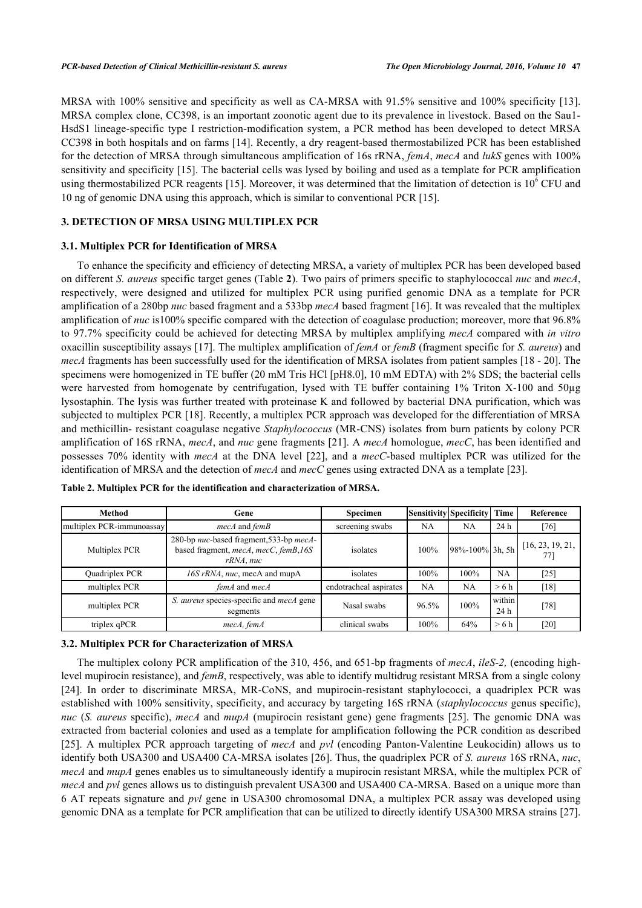MRSA with 100% sensitive and specificity as well as CA-MRSA with 91.5% sensitive and 100% specificity [13]. MRSA complex clone, CC398, is an important zoonotic agent due to its prevalence in livestock. Based on the Sau1-HsdS1 lineage-specific type I restriction-modification system, a PCR method has been developed to detect MRSA CC398 in both hospitals and on farms [14]. Recently, a dry reagent-based thermostabilized PCR has been established for the detection of MRSA through simultaneous amplification of 16s rRNA, *femA*, *mecA* and *lukS* genes with 100% sensitivity and specificity [15]. The bacterial cells was lysed by boiling and used as a template for PCR amplification using thermostabilized PCR reagents [15]. Moreover, it was determined that the limitation of detection is $10^6$ CFU and 10 ng of genomic DNA using this approach, which is similar to conventional PCR [15].

## 3. DETECTION OF MRSA USING MULTIPLEX PCR

### 3.1. Multiplex PCR for Identification of MRSA

To enhance the specificity and efficiency of detecting MRSA, a variety of multiplex PCR has been developed based on different *S. aureus* specific target genes (Table **2**). Two pairs of primers specific to staphylococcal *nuc* and *mecA*, respectively, were designed and utilized for multiplex PCR using purified genomic DNA as a template for PCR amplification of a 280bp *nuc* based fragment and a 533bp *mecA* based fragment [16]. It was revealed that the multiplex amplification of *nuc* is100% specific compared with the detection of coagulase production; moreover, more that 96.8% to 97.7% specificity could be achieved for detecting MRSA by multiplex amplifying *mecA* compared with *in vitro* oxacillin susceptibility assays [17]. The multiplex amplification of *femA* or *femB* (fragment specific for *S. aureus*) and *mecA* fragments has been successfully used for the identification of MRSA isolates from patient samples [18 - 20]. The specimens were homogenized in TE buffer (20 mM Tris HCl [pH8.0], 10 mM EDTA) with 2% SDS; the bacterial cells were harvested from homogenate by centrifugation, lysed with TE buffer containing 1% Triton X-100 and 50μg lysostaphin. The lysis was further treated with proteinase K and followed by bacterial DNA purification, which was subjected to multiplex PCR [18]. Recently, a multiplex PCR approach was developed for the differentiation of MRSA and methicillin- resistant coagulase negative *Staphylococcus* (MR-CNS) isolates from burn patients by colony PCR amplification of 16S rRNA, *mecA*, and *nuc* gene fragments [21]. A *mecA* homologue, *mecC*, has been identified and possesses 70% identity with *mecA* at the DNA level [22], and a *mecC*-based multiplex PCR was utilized for the identification of MRSA and the detection of *mecA* and *mecC* genes using extracted DNA as a template [23].

**Table 2. Multiplex PCR for the identification and characterization of MRSA.**

| Method | Gene | Specimen | Sensitivity | Specificity | Time | Reference |
|---|---|---|---|---|---|---|
| multiplex PCR-immunoassay | *mecA* and *femB* | screening swabs | NA | NA | 24 h | [76] |
| Multiplex PCR | 280-bp *nuc*-based fragment,533-bp *mecA*-based fragment, *mecA*, *mecC*, *femB*,*16S rRNA*, *nuc* | isolates | 100% | 98%-100% | 3h, 5h | [16, 23, 19, 21, 77] |
| Quadriplex PCR | *16S rRNA*, *nuc*, mecA and mupA | isolates | 100% | 100% | NA | [25] |
| multiplex PCR | *femA* and *mecA* | endotracheal aspirates | NA | NA | > 6 h | [18] |
| multiplex PCR | *S. aureus* species-specific and *mecA* gene segments | Nasal swabs | 96.5% | 100% | within 24 h | [78] |
| triplex qPCR | *mecA, femA* | clinical swabs | 100% | 64% | > 6 h | [20] |

### 3.2. Multiplex PCR for Characterization of MRSA

The multiplex colony PCR amplification of the 310, 456, and 651-bp fragments of *mecA*, *ileS-2,* (encoding high-level mupirocin resistance), and *femB*, respectively, was able to identify multidrug resistant MRSA from a single colony [24]. In order to discriminate MRSA, MR-CoNS, and mupirocin-resistant staphylococci, a quadriplex PCR was established with 100% sensitivity, specificity, and accuracy by targeting 16S rRNA (*staphylococcus* genus specific), *nuc* (*S. aureus* specific), *mecA* and *mupA* (mupirocin resistant gene) gene fragments [25]. The genomic DNA was extracted from bacterial colonies and used as a template for amplification following the PCR condition as described [25]. A multiplex PCR approach targeting of *mecA* and *pvl* (encoding Panton-Valentine Leukocidin) allows us to identify both USA300 and USA400 CA-MRSA isolates [26]. Thus, the quadriplex PCR of *S. aureus* 16S rRNA, *nuc*, *mecA* and *mupA* genes enables us to simultaneously identify a mupirocin resistant MRSA, while the multiplex PCR of *mecA* and *pvl* genes allows us to distinguish prevalent USA300 and USA400 CA-MRSA. Based on a unique more than 6 AT repeats signature and *pvl* gene in USA300 chromosomal DNA, a multiplex PCR assay was developed using genomic DNA as a template for PCR amplification that can be utilized to directly identify USA300 MRSA strains [27].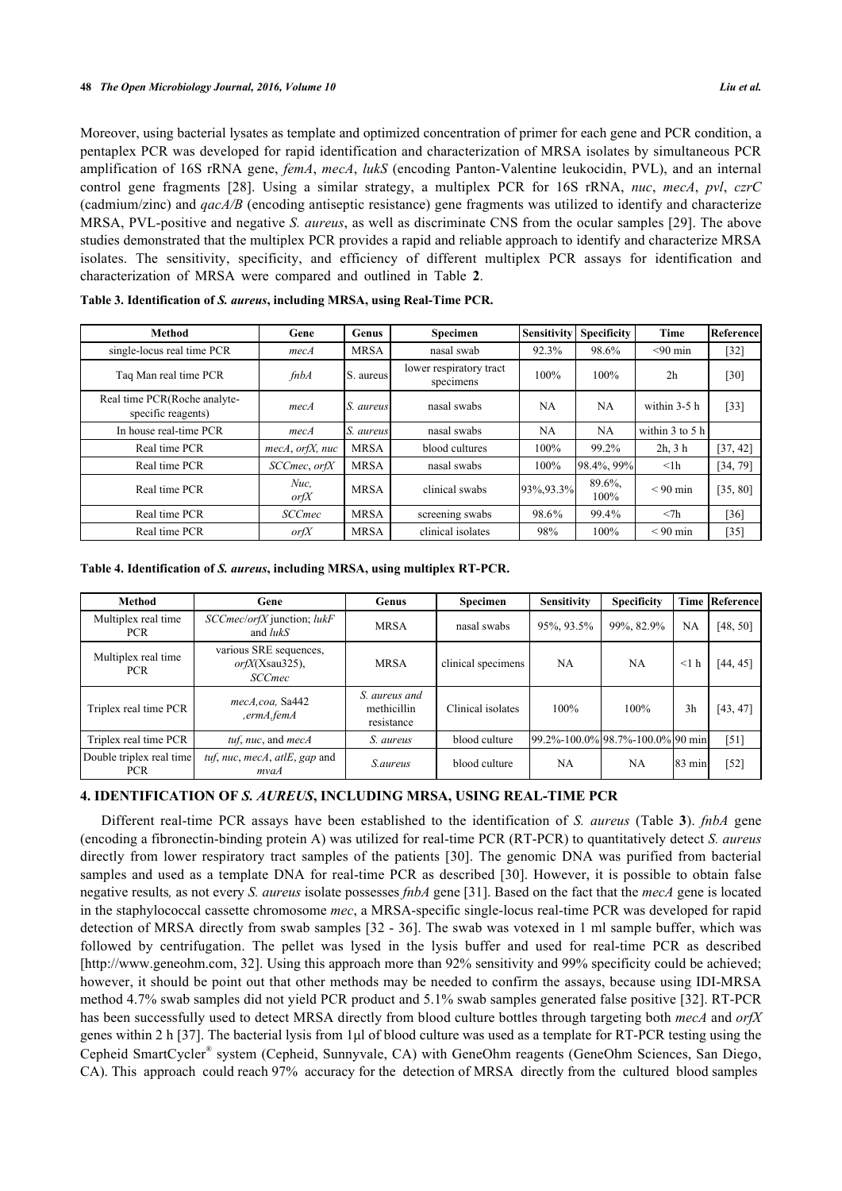Moreover, using bacterial lysates as template and optimized concentration of primer for each gene and PCR condition, a pentaplex PCR was developed for rapid identification and characterization of MRSA isolates by simultaneous PCR amplification of 16S rRNA gene, *femA*, *mecA*, *lukS* (encoding Panton-Valentine leukocidin, PVL), and an internal control gene fragments [28]. Using a similar strategy, a multiplex PCR for 16S rRNA, *nuc*, *mecA*, *pvl*, *czrC* (cadmium/zinc) and *qacA/B* (encoding antiseptic resistance) gene fragments was utilized to identify and characterize MRSA, PVL-positive and negative *S. aureus*, as well as discriminate CNS from the ocular samples [29]. The above studies demonstrated that the multiplex PCR provides a rapid and reliable approach to identify and characterize MRSA isolates. The sensitivity, specificity, and efficiency of different multiplex PCR assays for identification and characterization of MRSA were compared and outlined in Table **2**.

**Table 3. Identification of *S. aureus*, including MRSA, using Real-Time PCR.**

| Method | Gene | Genus | Specimen | Sensitivity | Specificity | Time | Reference |
|---|---|---|---|---|---|---|---|
| single-locus real time PCR | *mecA* | MRSA | nasal swab | 92.3% | 98.6% | <90 min | [32] |
| Taq Man real time PCR | *fnbA* | S. aureus | lower respiratory tract specimens | 100% | 100% | 2h | [30] |
| Real time PCR(Roche analyte-specific reagents) | *mecA* | *S. aureus* | nasal swabs | NA | NA | within 3-5 h | [33] |
| In house real-time PCR | *mecA* | *S. aureus* | nasal swabs | NA | NA | within 3 to 5 h | |
| Real time PCR | *mecA*, *orfX, nuc* | MRSA | blood cultures | 100% | 99.2% | 2h, 3 h | [37, 42] |
| Real time PCR | *SCCmec*, *orfX* | MRSA | nasal swabs | 100% | 98.4%, 99% | <1h | [34, 79] |
| Real time PCR | *Nuc*, *orfX* | MRSA | clinical swabs | 93%,93.3% | 89.6%, 100% | < 90 min | [35, 80] |
| Real time PCR | *SCCmec* | MRSA | screening swabs | 98.6% | 99.4% | <7h | [36] |
| Real time PCR | *orfX* | MRSA | clinical isolates | 98% | 100% | < 90 min | [35] |

**Table 4. Identification of *S. aureus*, including MRSA, using multiplex RT-PCR.**

| Method | Gene | Genus | Specimen | Sensitivity | Specificity | Time | Reference |
|---|---|---|---|---|---|---|---|
| Multiplex real time PCR | *SCCmec*/*orfX* junction; *lukF* and *lukS* | MRSA | nasal swabs | 95%, 93.5% | 99%, 82.9% | NA | [48, 50] |
| Multiplex real time PCR | various SRE sequences, *orfX*(Xsau325), *SCCmec* | MRSA | clinical specimens | NA | NA | <1 h | [44, 45] |
| Triplex real time PCR | *mecA*,*coa,* Sa442 ,*ermA*,*femA* | *S. aureus* and methicillin resistance | Clinical isolates | 100% | 100% | 3h | [43, 47] |
| Triplex real time PCR | *tuf*, *nuc*, and *mecA* | *S. aureus* | blood culture | 99.2%-100.0% | 98.7%-100.0% | 90 min | [51] |
| Double triplex real time PCR | *tuf*, *nuc*, *mecA*, *atlE*, *gap* and *mvaA* | *S.aureus* | blood culture | NA | NA | 83 min | [52] |

## 4. IDENTIFICATION OF *S. AUREUS*, INCLUDING MRSA, USING REAL-TIME PCR

Different real-time PCR assays have been established to the identification of *S. aureus* (Table **3**). *fnbA* gene (encoding a fibronectin-binding protein A) was utilized for real-time PCR (RT-PCR) to quantitatively detect *S. aureus* directly from lower respiratory tract samples of the patients [30]. The genomic DNA was purified from bacterial samples and used as a template DNA for real-time PCR as described [30]. However, it is possible to obtain false negative results*,* as not every *S. aureus* isolate possesses *fnbA* gene [31]. Based on the fact that the *mecA* gene is located in the staphylococcal cassette chromosome *mec*, a MRSA-specific single-locus real-time PCR was developed for rapid detection of MRSA directly from swab samples [32 - 36]. The swab was votexed in 1 ml sample buffer, which was followed by centrifugation. The pellet was lysed in the lysis buffer and used for real-time PCR as described [http://www.geneohm.com, 32]. Using this approach more than 92% sensitivity and 99% specificity could be achieved; however, it should be point out that other methods may be needed to confirm the assays, because using IDI-MRSA method 4.7% swab samples did not yield PCR product and 5.1% swab samples generated false positive [32]. RT-PCR has been successfully used to detect MRSA directly from blood culture bottles through targeting both *mecA* and *orfX* genes within 2 h [37]. The bacterial lysis from 1µl of blood culture was used as a template for RT-PCR testing using the Cepheid SmartCycler® system (Cepheid, Sunnyvale, CA) with GeneOhm reagents (GeneOhm Sciences, San Diego, CA). This approach could reach 97% accuracy for the detection of MRSA directly from the cultured blood samples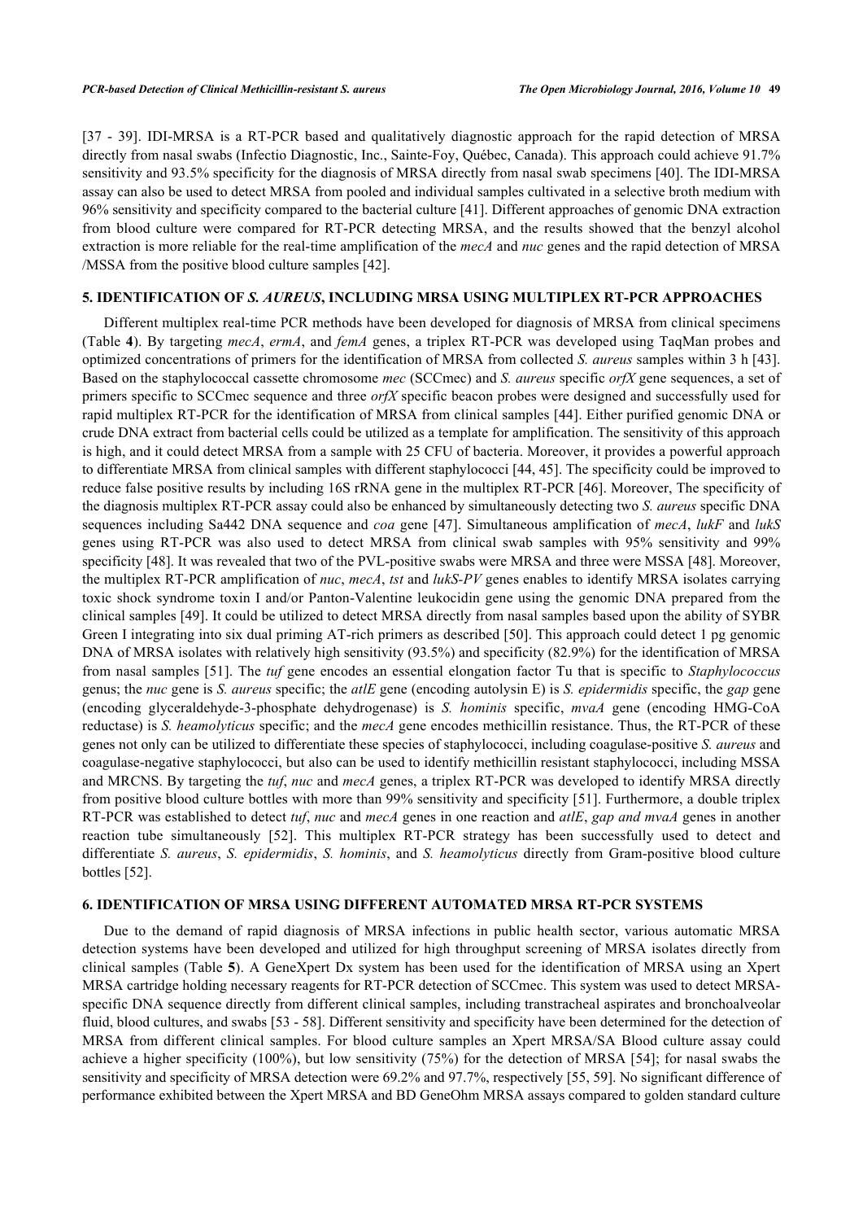[37 - 39]. IDI-MRSA is a RT-PCR based and qualitatively diagnostic approach for the rapid detection of MRSA directly from nasal swabs (Infectio Diagnostic, Inc., Sainte-Foy, Québec, Canada). This approach could achieve 91.7% sensitivity and 93.5% specificity for the diagnosis of MRSA directly from nasal swab specimens [40]. The IDI-MRSA assay can also be used to detect MRSA from pooled and individual samples cultivated in a selective broth medium with 96% sensitivity and specificity compared to the bacterial culture [41]. Different approaches of genomic DNA extraction from blood culture were compared for RT-PCR detecting MRSA, and the results showed that the benzyl alcohol extraction is more reliable for the real-time amplification of the *mecA* and *nuc* genes and the rapid detection of MRSA /MSSA from the positive blood culture samples [42].

## 5. IDENTIFICATION OF *S. AUREUS*, INCLUDING MRSA USING MULTIPLEX RT-PCR APPROACHES

Different multiplex real-time PCR methods have been developed for diagnosis of MRSA from clinical specimens (Table **4**). By targeting *mecA*, *ermA*, and *femA* genes, a triplex RT-PCR was developed using TaqMan probes and optimized concentrations of primers for the identification of MRSA from collected *S. aureus* samples within 3 h [43]. Based on the staphylococcal cassette chromosome *mec* (SCCmec) and *S. aureus* specific *orfX* gene sequences, a set of primers specific to SCCmec sequence and three *orfX* specific beacon probes were designed and successfully used for rapid multiplex RT-PCR for the identification of MRSA from clinical samples [44]. Either purified genomic DNA or crude DNA extract from bacterial cells could be utilized as a template for amplification. The sensitivity of this approach is high, and it could detect MRSA from a sample with 25 CFU of bacteria. Moreover, it provides a powerful approach to differentiate MRSA from clinical samples with different staphylococci [44, 45]. The specificity could be improved to reduce false positive results by including 16S rRNA gene in the multiplex RT-PCR [46]. Moreover, The specificity of the diagnosis multiplex RT-PCR assay could also be enhanced by simultaneously detecting two *S. aureus* specific DNA sequences including Sa442 DNA sequence and *coa* gene [47]. Simultaneous amplification of *mecA*, *lukF* and *lukS* genes using RT-PCR was also used to detect MRSA from clinical swab samples with 95% sensitivity and 99% specificity [48]. It was revealed that two of the PVL-positive swabs were MRSA and three were MSSA [48]. Moreover, the multiplex RT-PCR amplification of *nuc*, *mecA*, *tst* and *lukS-PV* genes enables to identify MRSA isolates carrying toxic shock syndrome toxin I and/or Panton-Valentine leukocidin gene using the genomic DNA prepared from the clinical samples [49]. It could be utilized to detect MRSA directly from nasal samples based upon the ability of SYBR Green I integrating into six dual priming AT-rich primers as described [50]. This approach could detect 1 pg genomic DNA of MRSA isolates with relatively high sensitivity (93.5%) and specificity (82.9%) for the identification of MRSA from nasal samples [51]. The *tuf* gene encodes an essential elongation factor Tu that is specific to *Staphylococcus* genus; the *nuc* gene is *S. aureus* specific; the *atlE* gene (encoding autolysin E) is *S. epidermidis* specific, the *gap* gene (encoding glyceraldehyde-3-phosphate dehydrogenase) is *S. hominis* specific, *mvaA* gene (encoding HMG-CoA reductase) is *S. heamolyticus* specific; and the *mecA* gene encodes methicillin resistance. Thus, the RT-PCR of these genes not only can be utilized to differentiate these species of staphylococci, including coagulase-positive *S. aureus* and coagulase-negative staphylococci, but also can be used to identify methicillin resistant staphylococci, including MSSA and MRCNS. By targeting the *tuf*, *nuc* and *mecA* genes, a triplex RT-PCR was developed to identify MRSA directly from positive blood culture bottles with more than 99% sensitivity and specificity [51]. Furthermore, a double triplex RT-PCR was established to detect *tuf*, *nuc* and *mecA* genes in one reaction and *atlE*, *gap and mvaA* genes in another reaction tube simultaneously [52]. This multiplex RT-PCR strategy has been successfully used to detect and differentiate *S. aureus*, *S. epidermidis*, *S. hominis*, and *S. heamolyticus* directly from Gram-positive blood culture bottles [52].

## 6. IDENTIFICATION OF MRSA USING DIFFERENT AUTOMATED MRSA RT-PCR SYSTEMS

Due to the demand of rapid diagnosis of MRSA infections in public health sector, various automatic MRSA detection systems have been developed and utilized for high throughput screening of MRSA isolates directly from clinical samples (Table **5**). A GeneXpert Dx system has been used for the identification of MRSA using an Xpert MRSA cartridge holding necessary reagents for RT-PCR detection of SCCmec. This system was used to detect MRSA-specific DNA sequence directly from different clinical samples, including transtracheal aspirates and bronchoalveolar fluid, blood cultures, and swabs [53 - 58]. Different sensitivity and specificity have been determined for the detection of MRSA from different clinical samples. For blood culture samples an Xpert MRSA/SA Blood culture assay could achieve a higher specificity (100%), but low sensitivity (75%) for the detection of MRSA [54]; for nasal swabs the sensitivity and specificity of MRSA detection were 69.2% and 97.7%, respectively [55, 59]. No significant difference of performance exhibited between the Xpert MRSA and BD GeneOhm MRSA assays compared to golden standard culture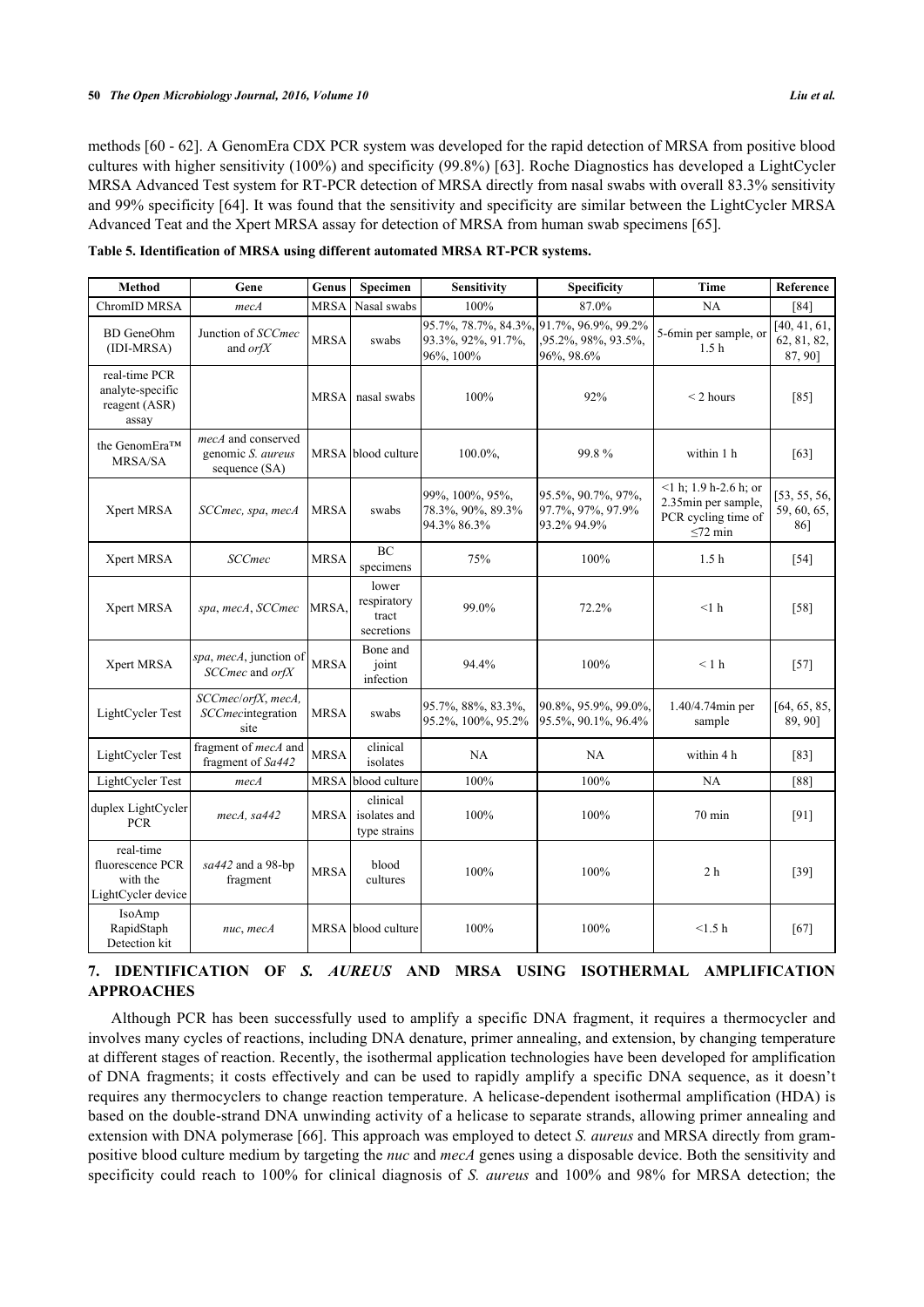methods [60 - 62]. A GenomEra CDX PCR system was developed for the rapid detection of MRSA from positive blood cultures with higher sensitivity (100%) and specificity (99.8%) [63]. Roche Diagnostics has developed a LightCycler MRSA Advanced Test system for RT-PCR detection of MRSA directly from nasal swabs with overall 83.3% sensitivity and 99% specificity [64]. It was found that the sensitivity and specificity are similar between the LightCycler MRSA Advanced Teat and the Xpert MRSA assay for detection of MRSA from human swab specimens [65].

**Table 5. Identification of MRSA using different automated MRSA RT-PCR systems.**

| Method | Gene | Genus | Specimen | Sensitivity | Specificity | Time | Reference |
|---|---|---|---|---|---|---|---|
| ChromID MRSA | *mecA* | MRSA | Nasal swabs | 100% | 87.0% | NA | [84] |
| BD GeneOhm (IDI-MRSA) | Junction of *SCCmec* and *orfX* | MRSA | swabs | 95.7%, 78.7%, 84.3%, 93.3%, 92%, 91.7%, 96%, 100% | 91.7%, 96.9%, 99.2% ,95.2%, 98%, 93.5%, 96%, 98.6% | 5-6min per sample, or 1.5 h | [40, 41, 61, 62, 81, 82, 87, 90] |
| real-time PCR analyte-specific reagent (ASR) assay | | MRSA | nasal swabs | 100% | 92% | < 2 hours | [85] |
| the GenomEra™ MRSA/SA | *mecA* and conserved genomic *S. aureus* sequence (SA) | MRSA | blood culture | 100.0%, | 99.8 % | within 1 h | [63] |
| Xpert MRSA | *SCCmec, spa*, *mecA* | MRSA | swabs | 99%, 100%, 95%, 78.3%, 90%, 89.3% 94.3% 86.3% | 95.5%, 90.7%, 97%, 97.7%, 97%, 97.9% 93.2% 94.9% | <1 h; 1.9 h-2.6 h; or 2.35min per sample, PCR cycling time of ≤72 min | [53, 55, 56, 59, 60, 65, 86] |
| Xpert MRSA | *SCCmec* | MRSA | BC specimens | 75% | 100% | 1.5 h | [54] |
| Xpert MRSA | *spa*, *mecA*, *SCCmec* | MRSA, | lower respiratory tract secretions | 99.0% | 72.2% | <1 h | [58] |
| Xpert MRSA | *spa*, *mecA*, junction of *SCCmec* and *orfX* | MRSA | Bone and joint infection | 94.4% | 100% | < 1 h | [57] |
| LightCycler Test | *SCCmec*/*orfX*, *mecA*, *SCCmec*integration site | MRSA | swabs | 95.7%, 88%, 83.3%, 95.2%, 100%, 95.2% | 90.8%, 95.9%, 99.0%, 95.5%, 90.1%, 96.4% | 1.40/4.74min per sample | [64, 65, 85, 89, 90] |
| LightCycler Test | fragment of *mecA* and fragment of *Sa442* | MRSA | clinical isolates | NA | NA | within 4 h | [83] |
| LightCycler Test | *mecA* | MRSA | blood culture | 100% | 100% | NA | [88] |
| duplex LightCycler PCR | *mecA, sa442* | MRSA | clinical isolates and type strains | 100% | 100% | 70 min | [91] |
| real-time fluorescence PCR with the LightCycler device | *sa442* and a 98-bp fragment | MRSA | blood cultures | 100% | 100% | 2 h | [39] |
| IsoAmp RapidStaph Detection kit | *nuc*, *mecA* | MRSA | blood culture | 100% | 100% | <1.5 h | [67] |

## 7. IDENTIFICATION OF *S. AUREUS* AND MRSA USING ISOTHERMAL AMPLIFICATION APPROACHES

Although PCR has been successfully used to amplify a specific DNA fragment, it requires a thermocycler and involves many cycles of reactions, including DNA denature, primer annealing, and extension, by changing temperature at different stages of reaction. Recently, the isothermal application technologies have been developed for amplification of DNA fragments; it costs effectively and can be used to rapidly amplify a specific DNA sequence, as it doesn't requires any thermocyclers to change reaction temperature. A helicase-dependent isothermal amplification (HDA) is based on the double-strand DNA unwinding activity of a helicase to separate strands, allowing primer annealing and extension with DNA polymerase [66]. This approach was employed to detect *S. aureus* and MRSA directly from gram-positive blood culture medium by targeting the *nuc* and *mecA* genes using a disposable device. Both the sensitivity and specificity could reach to 100% for clinical diagnosis of *S. aureus* and 100% and 98% for MRSA detection; the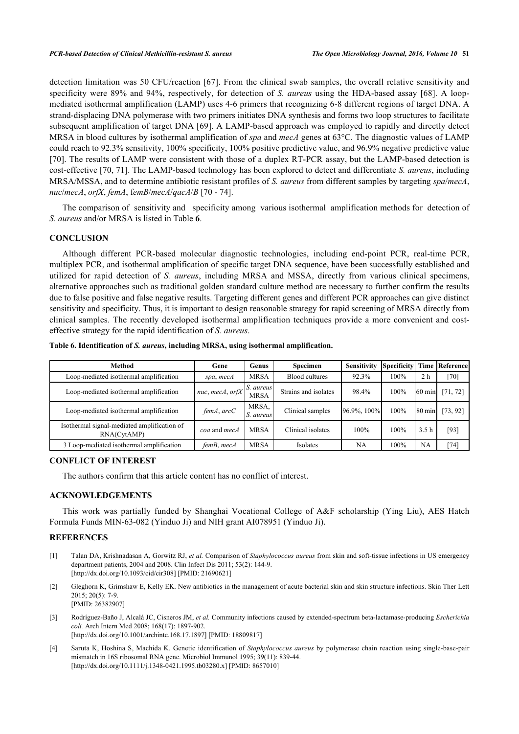detection limitation was 50 CFU/reaction [67]. From the clinical swab samples, the overall relative sensitivity and specificity were 89% and 94%, respectively, for detection of *S. aureus* using the HDA-based assay [68]. A loop-mediated isothermal amplification (LAMP) uses 4-6 primers that recognizing 6-8 different regions of target DNA. A strand-displacing DNA polymerase with two primers initiates DNA synthesis and forms two loop structures to facilitate subsequent amplification of target DNA [69]. A LAMP-based approach was employed to rapidly and directly detect MRSA in blood cultures by isothermal amplification of *spa* and *mecA* genes at 63°C. The diagnostic values of LAMP could reach to 92.3% sensitivity, 100% specificity, 100% positive predictive value, and 96.9% negative predictive value [70]. The results of LAMP were consistent with those of a duplex RT-PCR assay, but the LAMP-based detection is cost-effective [70, 71]. The LAMP-based technology has been explored to detect and differentiate *S. aureus*, including MRSA/MSSA, and to determine antibiotic resistant profiles of *S. aureus* from different samples by targeting *spa*/*mecA*, *nuc*/*mecA*, *orfX*, *femA*, f*emB*/*mecA*/*qacA*/*B* [70 - 74].

The comparison of sensitivity and specificity among various isothermal amplification methods for detection of *S. aureus* and/or MRSA is listed in Table **6**.

## CONCLUSION

Although different PCR-based molecular diagnostic technologies, including end-point PCR, real-time PCR, multiplex PCR, and isothermal amplification of specific target DNA sequence, have been successfully established and utilized for rapid detection of *S. aureus*, including MRSA and MSSA, directly from various clinical specimens, alternative approaches such as traditional golden standard culture method are necessary to further confirm the results due to false positive and false negative results. Targeting different genes and different PCR approaches can give distinct sensitivity and specificity. Thus, it is important to design reasonable strategy for rapid screening of MRSA directly from clinical samples. The recently developed isothermal amplification techniques provide a more convenient and cost-effective strategy for the rapid identification of *S. aureus*.

**Table 6. Identification of *S. aureus*, including MRSA, using isothermal amplification.**

| Method | Gene | Genus | Specimen | Sensitivity | Specificity | Time | Reference |
|---|---|---|---|---|---|---|---|
| Loop-mediated isothermal amplification | *spa*, *mecA* | MRSA | Blood cultures | 92.3% | 100% | 2 h | [70] |
| Loop-mediated isothermal amplification | *nuc*, *mecA*, *orfX* | *S. aureus* MRSA | Strains and isolates | 98.4% | 100% | 60 min | [71, 72] |
| Loop-mediated isothermal amplification | *femA*, *arcC* | MRSA, *S. aureus* | Clinical samples | 96.9%, 100% | 100% | 80 min | [73, 92] |
| Isothermal signal-mediated amplification of RNA(CytAMP) | *coa* and *mecA* | MRSA | Clinical isolates | 100% | 100% | 3.5 h | [93] |
| 3 Loop-mediated isothermal amplification | *femB*, *mecA* | MRSA | Isolates | NA | 100% | NA | [74] |

## CONFLICT OF INTEREST

The authors confirm that this article content has no conflict of interest.

## ACKNOWLEDGEMENTS

This work was partially funded by Shanghai Vocational College of A&F scholarship (Ying Liu), AES Hatch Formula Funds MIN-63-082 (Yinduo Ji) and NIH grant AI078951 (Yinduo Ji).

## REFERENCES

[1] Talan DA, Krishnadasan A, Gorwitz RJ, *et al.* Comparison of *Staphylococcus aureus* from skin and soft-tissue infections in US emergency department patients, 2004 and 2008. Clin Infect Dis 2011; 53(2): 144-9. [http://dx.doi.org/10.1093/cid/cir308] [PMID: 21690621]

[2] Gleghorn K, Grimshaw E, Kelly EK. New antibiotics in the management of acute bacterial skin and skin structure infections. Skin Ther Lett 2015; 20(5): 7-9. [PMID: 26382907]

[3] Rodríguez-Baño J, Alcalá JC, Cisneros JM, *et al.* Community infections caused by extended-spectrum beta-lactamase-producing *Escherichia coli.* Arch Intern Med 2008; 168(17): 1897-902. [http://dx.doi.org/10.1001/archinte.168.17.1897] [PMID: 18809817]

[4] Saruta K, Hoshina S, Machida K. Genetic identification of *Staphylococcus aureus* by polymerase chain reaction using single-base-pair mismatch in 16S ribosomal RNA gene. Microbiol Immunol 1995; 39(11): 839-44. [http://dx.doi.org/10.1111/j.1348-0421.1995.tb03280.x] [PMID: 8657010]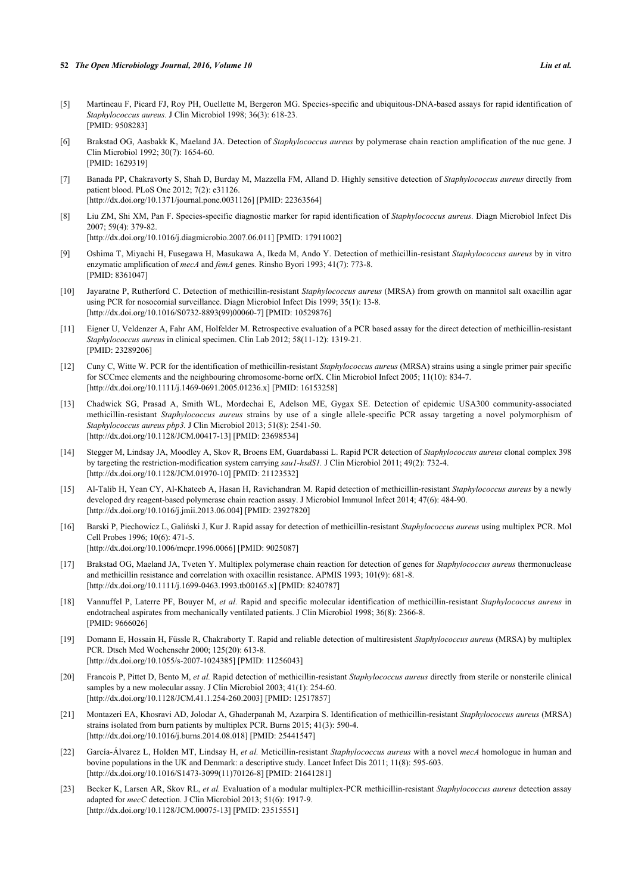[5] Martineau F, Picard FJ, Roy PH, Ouellette M, Bergeron MG. Species-specific and ubiquitous-DNA-based assays for rapid identification of *Staphylococcus aureus.* J Clin Microbiol 1998; 36(3): 618-23.
[PMID: 9508283]

[6] Brakstad OG, Aasbakk K, Maeland JA. Detection of *Staphylococcus aureus* by polymerase chain reaction amplification of the nuc gene. J Clin Microbiol 1992; 30(7): 1654-60.
[PMID: 1629319]

[7] Banada PP, Chakravorty S, Shah D, Burday M, Mazzella FM, Alland D. Highly sensitive detection of *Staphylococcus aureus* directly from patient blood. PLoS One 2012; 7(2): e31126.
[http://dx.doi.org/10.1371/journal.pone.0031126] [PMID: 22363564]

[8] Liu ZM, Shi XM, Pan F. Species-specific diagnostic marker for rapid identification of *Staphylococcus aureus.* Diagn Microbiol Infect Dis 2007; 59(4): 379-82.
[http://dx.doi.org/10.1016/j.diagmicrobio.2007.06.011] [PMID: 17911002]

[9] Oshima T, Miyachi H, Fusegawa H, Masukawa A, Ikeda M, Ando Y. Detection of methicillin-resistant *Staphylococcus aureus* by in vitro enzymatic amplification of *mecA* and *femA* genes. Rinsho Byori 1993; 41(7): 773-8.
[PMID: 8361047]

[10] Jayaratne P, Rutherford C. Detection of methicillin-resistant *Staphylococcus aureus* (MRSA) from growth on mannitol salt oxacillin agar using PCR for nosocomial surveillance. Diagn Microbiol Infect Dis 1999; 35(1): 13-8.
[http://dx.doi.org/10.1016/S0732-8893(99)00060-7] [PMID: 10529876]

[11] Eigner U, Veldenzer A, Fahr AM, Holfelder M. Retrospective evaluation of a PCR based assay for the direct detection of methicillin-resistant *Staphylococcus aureus* in clinical specimen. Clin Lab 2012; 58(11-12): 1319-21.
[PMID: 23289206]

[12] Cuny C, Witte W. PCR for the identification of methicillin-resistant *Staphylococcus aureus* (MRSA) strains using a single primer pair specific for SCCmec elements and the neighbouring chromosome-borne orfX. Clin Microbiol Infect 2005; 11(10): 834-7.
[http://dx.doi.org/10.1111/j.1469-0691.2005.01236.x] [PMID: 16153258]

[13] Chadwick SG, Prasad A, Smith WL, Mordechai E, Adelson ME, Gygax SE. Detection of epidemic USA300 community-associated methicillin-resistant *Staphylococcus aureus* strains by use of a single allele-specific PCR assay targeting a novel polymorphism of *Staphylococcus aureus pbp3.* J Clin Microbiol 2013; 51(8): 2541-50.
[http://dx.doi.org/10.1128/JCM.00417-13] [PMID: 23698534]

[14] Stegger M, Lindsay JA, Moodley A, Skov R, Broens EM, Guardabassi L. Rapid PCR detection of *Staphylococcus aureus* clonal complex 398 by targeting the restriction-modification system carrying *sau1-hsdS1.* J Clin Microbiol 2011; 49(2): 732-4.
[http://dx.doi.org/10.1128/JCM.01970-10] [PMID: 21123532]

[15] Al-Talib H, Yean CY, Al-Khateeb A, Hasan H, Ravichandran M. Rapid detection of methicillin-resistant *Staphylococcus aureus* by a newly developed dry reagent-based polymerase chain reaction assay. J Microbiol Immunol Infect 2014; 47(6): 484-90.
[http://dx.doi.org/10.1016/j.jmii.2013.06.004] [PMID: 23927820]

[16] Barski P, Piechowicz L, Galiński J, Kur J. Rapid assay for detection of methicillin-resistant *Staphylococcus aureus* using multiplex PCR. Mol Cell Probes 1996; 10(6): 471-5.
[http://dx.doi.org/10.1006/mcpr.1996.0066] [PMID: 9025087]

[17] Brakstad OG, Maeland JA, Tveten Y. Multiplex polymerase chain reaction for detection of genes for *Staphylococcus aureus* thermonuclease and methicillin resistance and correlation with oxacillin resistance. APMIS 1993; 101(9): 681-8.
[http://dx.doi.org/10.1111/j.1699-0463.1993.tb00165.x] [PMID: 8240787]

[18] Vannuffel P, Laterre PF, Bouyer M, *et al.* Rapid and specific molecular identification of methicillin-resistant *Staphylococcus aureus* in endotracheal aspirates from mechanically ventilated patients. J Clin Microbiol 1998; 36(8): 2366-8.
[PMID: 9666026]

[19] Domann E, Hossain H, Füssle R, Chakraborty T. Rapid and reliable detection of multiresistent *Staphylococcus aureus* (MRSA) by multiplex PCR. Dtsch Med Wochenschr 2000; 125(20): 613-8.
[http://dx.doi.org/10.1055/s-2007-1024385] [PMID: 11256043]

[20] Francois P, Pittet D, Bento M, *et al.* Rapid detection of methicillin-resistant *Staphylococcus aureus* directly from sterile or nonsterile clinical samples by a new molecular assay. J Clin Microbiol 2003; 41(1): 254-60.
[http://dx.doi.org/10.1128/JCM.41.1.254-260.2003] [PMID: 12517857]

[21] Montazeri EA, Khosravi AD, Jolodar A, Ghaderpanah M, Azarpira S. Identification of methicillin-resistant *Staphylococcus aureus* (MRSA) strains isolated from burn patients by multiplex PCR. Burns 2015; 41(3): 590-4.
[http://dx.doi.org/10.1016/j.burns.2014.08.018] [PMID: 25441547]

[22] García-Álvarez L, Holden MT, Lindsay H, *et al.* Meticillin-resistant *Staphylococcus aureus* with a novel *mecA* homologue in human and bovine populations in the UK and Denmark: a descriptive study. Lancet Infect Dis 2011; 11(8): 595-603.
[http://dx.doi.org/10.1016/S1473-3099(11)70126-8] [PMID: 21641281]

[23] Becker K, Larsen AR, Skov RL, *et al.* Evaluation of a modular multiplex-PCR methicillin-resistant *Staphylococcus aureus* detection assay adapted for *mecC* detection. J Clin Microbiol 2013; 51(6): 1917-9.
[http://dx.doi.org/10.1128/JCM.00075-13] [PMID: 23515551]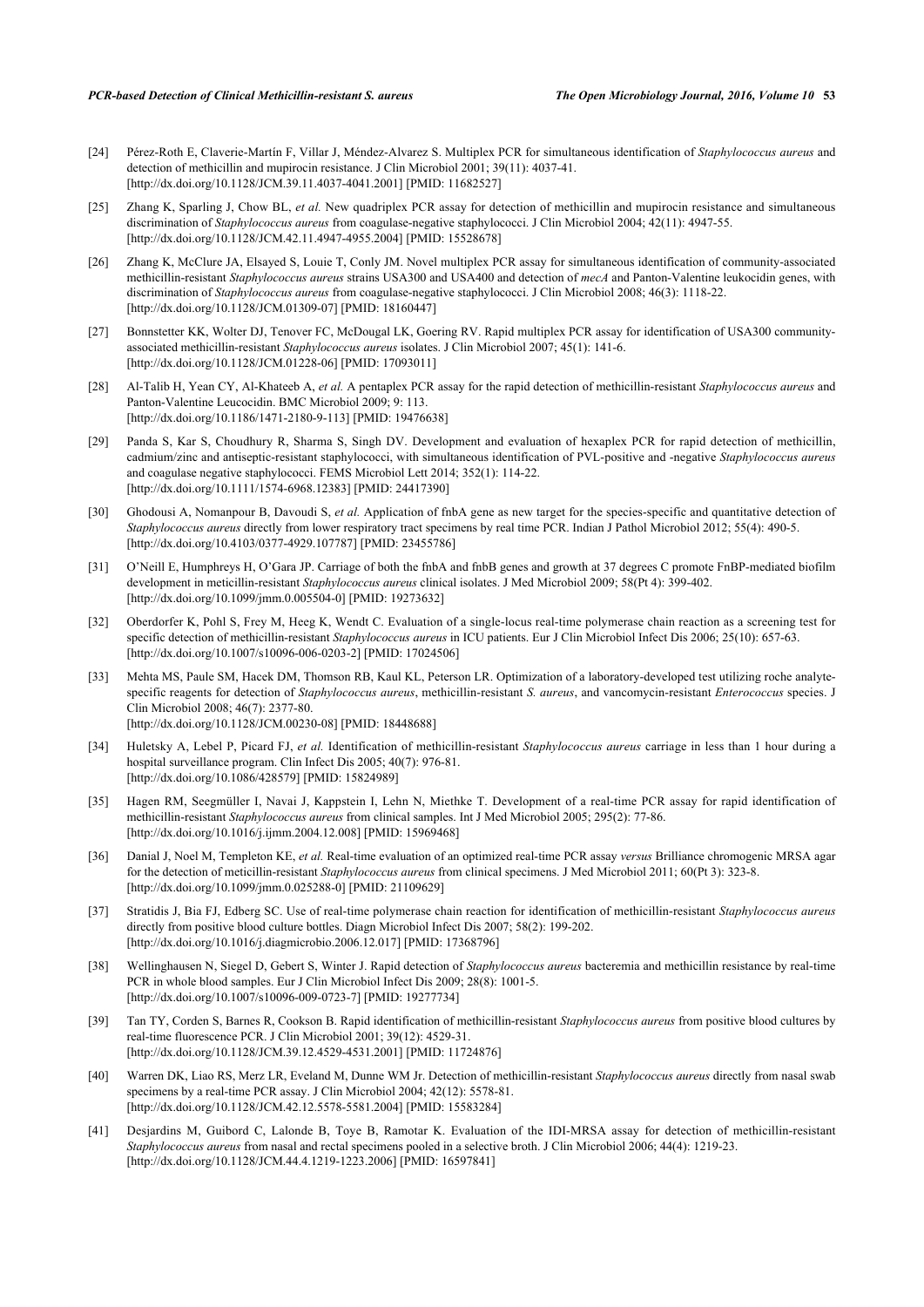[24] Pérez-Roth E, Claverie-Martín F, Villar J, Méndez-Alvarez S. Multiplex PCR for simultaneous identification of *Staphylococcus aureus* and detection of methicillin and mupirocin resistance. J Clin Microbiol 2001; 39(11): 4037-41. [http://dx.doi.org/10.1128/JCM.39.11.4037-4041.2001] [PMID: 11682527]

[25] Zhang K, Sparling J, Chow BL, *et al.* New quadriplex PCR assay for detection of methicillin and mupirocin resistance and simultaneous discrimination of *Staphylococcus aureus* from coagulase-negative staphylococci. J Clin Microbiol 2004; 42(11): 4947-55. [http://dx.doi.org/10.1128/JCM.42.11.4947-4955.2004] [PMID: 15528678]

[26] Zhang K, McClure JA, Elsayed S, Louie T, Conly JM. Novel multiplex PCR assay for simultaneous identification of community-associated methicillin-resistant *Staphylococcus aureus* strains USA300 and USA400 and detection of *mecA* and Panton-Valentine leukocidin genes, with discrimination of *Staphylococcus aureus* from coagulase-negative staphylococci. J Clin Microbiol 2008; 46(3): 1118-22. [http://dx.doi.org/10.1128/JCM.01309-07] [PMID: 18160447]

[27] Bonnstetter KK, Wolter DJ, Tenover FC, McDougal LK, Goering RV. Rapid multiplex PCR assay for identification of USA300 community-associated methicillin-resistant *Staphylococcus aureus* isolates. J Clin Microbiol 2007; 45(1): 141-6. [http://dx.doi.org/10.1128/JCM.01228-06] [PMID: 17093011]

[28] Al-Talib H, Yean CY, Al-Khateeb A, *et al.* A pentaplex PCR assay for the rapid detection of methicillin-resistant *Staphylococcus aureus* and Panton-Valentine Leucocidin. BMC Microbiol 2009; 9: 113. [http://dx.doi.org/10.1186/1471-2180-9-113] [PMID: 19476638]

[29] Panda S, Kar S, Choudhury R, Sharma S, Singh DV. Development and evaluation of hexaplex PCR for rapid detection of methicillin, cadmium/zinc and antiseptic-resistant staphylococci, with simultaneous identification of PVL-positive and -negative *Staphylococcus aureus* and coagulase negative staphylococci. FEMS Microbiol Lett 2014; 352(1): 114-22. [http://dx.doi.org/10.1111/1574-6968.12383] [PMID: 24417390]

[30] Ghodousi A, Nomanpour B, Davoudi S, *et al.* Application of fnbA gene as new target for the species-specific and quantitative detection of *Staphylococcus aureus* directly from lower respiratory tract specimens by real time PCR. Indian J Pathol Microbiol 2012; 55(4): 490-5. [http://dx.doi.org/10.4103/0377-4929.107787] [PMID: 23455786]

[31] O'Neill E, Humphreys H, O'Gara JP. Carriage of both the fnbA and fnbB genes and growth at 37 degrees C promote FnBP-mediated biofilm development in meticillin-resistant *Staphylococcus aureus* clinical isolates. J Med Microbiol 2009; 58(Pt 4): 399-402. [http://dx.doi.org/10.1099/jmm.0.005504-0] [PMID: 19273632]

[32] Oberdorfer K, Pohl S, Frey M, Heeg K, Wendt C. Evaluation of a single-locus real-time polymerase chain reaction as a screening test for specific detection of methicillin-resistant *Staphylococcus aureus* in ICU patients. Eur J Clin Microbiol Infect Dis 2006; 25(10): 657-63. [http://dx.doi.org/10.1007/s10096-006-0203-2] [PMID: 17024506]

[33] Mehta MS, Paule SM, Hacek DM, Thomson RB, Kaul KL, Peterson LR. Optimization of a laboratory-developed test utilizing roche analyte-specific reagents for detection of *Staphylococcus aureus*, methicillin-resistant *S. aureus*, and vancomycin-resistant *Enterococcus* species. J Clin Microbiol 2008; 46(7): 2377-80. [http://dx.doi.org/10.1128/JCM.00230-08] [PMID: 18448688]

[34] Huletsky A, Lebel P, Picard FJ, *et al.* Identification of methicillin-resistant *Staphylococcus aureus* carriage in less than 1 hour during a hospital surveillance program. Clin Infect Dis 2005; 40(7): 976-81. [http://dx.doi.org/10.1086/428579] [PMID: 15824989]

[35] Hagen RM, Seegmüller I, Navai J, Kappstein I, Lehn N, Miethke T. Development of a real-time PCR assay for rapid identification of methicillin-resistant *Staphylococcus aureus* from clinical samples. Int J Med Microbiol 2005; 295(2): 77-86. [http://dx.doi.org/10.1016/j.ijmm.2004.12.008] [PMID: 15969468]

[36] Danial J, Noel M, Templeton KE, *et al.* Real-time evaluation of an optimized real-time PCR assay *versus* Brilliance chromogenic MRSA agar for the detection of meticillin-resistant *Staphylococcus aureus* from clinical specimens. J Med Microbiol 2011; 60(Pt 3): 323-8. [http://dx.doi.org/10.1099/jmm.0.025288-0] [PMID: 21109629]

[37] Stratidis J, Bia FJ, Edberg SC. Use of real-time polymerase chain reaction for identification of methicillin-resistant *Staphylococcus aureus* directly from positive blood culture bottles. Diagn Microbiol Infect Dis 2007; 58(2): 199-202. [http://dx.doi.org/10.1016/j.diagmicrobio.2006.12.017] [PMID: 17368796]

[38] Wellinghausen N, Siegel D, Gebert S, Winter J. Rapid detection of *Staphylococcus aureus* bacteremia and methicillin resistance by real-time PCR in whole blood samples. Eur J Clin Microbiol Infect Dis 2009; 28(8): 1001-5. [http://dx.doi.org/10.1007/s10096-009-0723-7] [PMID: 19277734]

[39] Tan TY, Corden S, Barnes R, Cookson B. Rapid identification of methicillin-resistant *Staphylococcus aureus* from positive blood cultures by real-time fluorescence PCR. J Clin Microbiol 2001; 39(12): 4529-31. [http://dx.doi.org/10.1128/JCM.39.12.4529-4531.2001] [PMID: 11724876]

[40] Warren DK, Liao RS, Merz LR, Eveland M, Dunne WM Jr. Detection of methicillin-resistant *Staphylococcus aureus* directly from nasal swab specimens by a real-time PCR assay. J Clin Microbiol 2004; 42(12): 5578-81. [http://dx.doi.org/10.1128/JCM.42.12.5578-5581.2004] [PMID: 15583284]

[41] Desjardins M, Guibord C, Lalonde B, Toye B, Ramotar K. Evaluation of the IDI-MRSA assay for detection of methicillin-resistant *Staphylococcus aureus* from nasal and rectal specimens pooled in a selective broth. J Clin Microbiol 2006; 44(4): 1219-23. [http://dx.doi.org/10.1128/JCM.44.4.1219-1223.2006] [PMID: 16597841]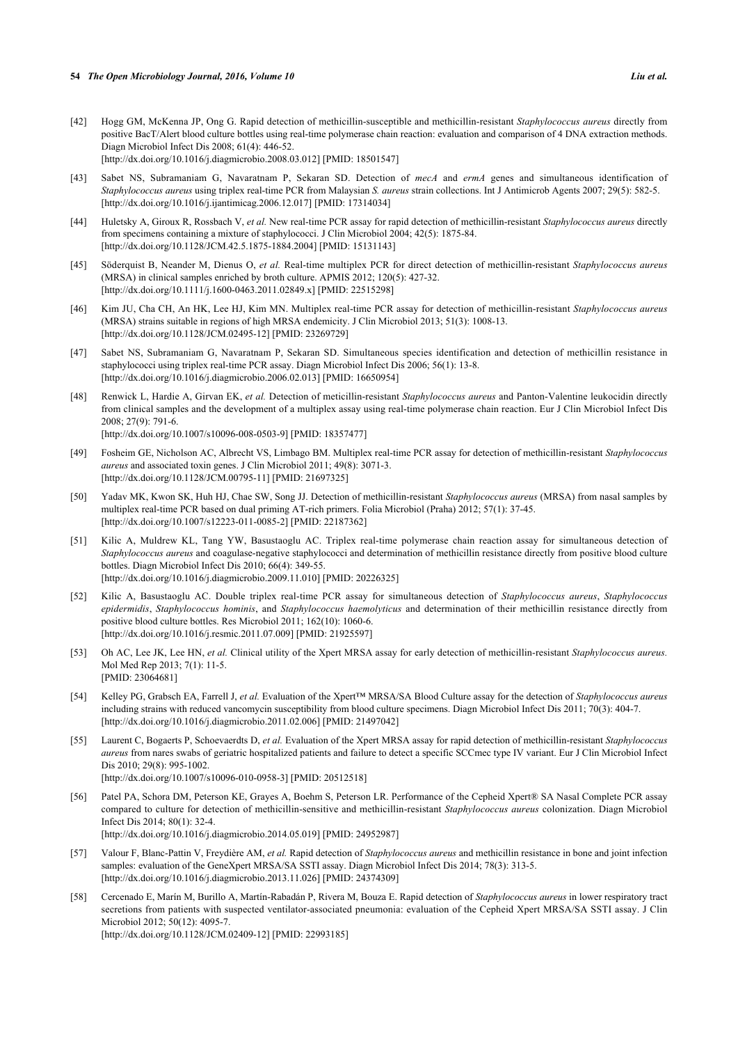[42] Hogg GM, McKenna JP, Ong G. Rapid detection of methicillin-susceptible and methicillin-resistant *Staphylococcus aureus* directly from positive BacT/Alert blood culture bottles using real-time polymerase chain reaction: evaluation and comparison of 4 DNA extraction methods. Diagn Microbiol Infect Dis 2008; 61(4): 446-52. [http://dx.doi.org/10.1016/j.diagmicrobio.2008.03.012] [PMID: 18501547]

[43] Sabet NS, Subramaniam G, Navaratnam P, Sekaran SD. Detection of *mecA* and *ermA* genes and simultaneous identification of *Staphylococcus aureus* using triplex real-time PCR from Malaysian *S. aureus* strain collections. Int J Antimicrob Agents 2007; 29(5): 582-5. [http://dx.doi.org/10.1016/j.ijantimicag.2006.12.017] [PMID: 17314034]

[44] Huletsky A, Giroux R, Rossbach V, *et al.* New real-time PCR assay for rapid detection of methicillin-resistant *Staphylococcus aureus* directly from specimens containing a mixture of staphylococci. J Clin Microbiol 2004; 42(5): 1875-84. [http://dx.doi.org/10.1128/JCM.42.5.1875-1884.2004] [PMID: 15131143]

[45] Söderquist B, Neander M, Dienus O, *et al.* Real-time multiplex PCR for direct detection of methicillin-resistant *Staphylococcus aureus* (MRSA) in clinical samples enriched by broth culture. APMIS 2012; 120(5): 427-32. [http://dx.doi.org/10.1111/j.1600-0463.2011.02849.x] [PMID: 22515298]

[46] Kim JU, Cha CH, An HK, Lee HJ, Kim MN. Multiplex real-time PCR assay for detection of methicillin-resistant *Staphylococcus aureus* (MRSA) strains suitable in regions of high MRSA endemicity. J Clin Microbiol 2013; 51(3): 1008-13. [http://dx.doi.org/10.1128/JCM.02495-12] [PMID: 23269729]

[47] Sabet NS, Subramaniam G, Navaratnam P, Sekaran SD. Simultaneous species identification and detection of methicillin resistance in staphylococci using triplex real-time PCR assay. Diagn Microbiol Infect Dis 2006; 56(1): 13-8. [http://dx.doi.org/10.1016/j.diagmicrobio.2006.02.013] [PMID: 16650954]

[48] Renwick L, Hardie A, Girvan EK, *et al.* Detection of meticillin-resistant *Staphylococcus aureus* and Panton-Valentine leukocidin directly from clinical samples and the development of a multiplex assay using real-time polymerase chain reaction. Eur J Clin Microbiol Infect Dis 2008; 27(9): 791-6. [http://dx.doi.org/10.1007/s10096-008-0503-9] [PMID: 18357477]

[49] Fosheim GE, Nicholson AC, Albrecht VS, Limbago BM. Multiplex real-time PCR assay for detection of methicillin-resistant *Staphylococcus aureus* and associated toxin genes. J Clin Microbiol 2011; 49(8): 3071-3. [http://dx.doi.org/10.1128/JCM.00795-11] [PMID: 21697325]

[50] Yadav MK, Kwon SK, Huh HJ, Chae SW, Song JJ. Detection of methicillin-resistant *Staphylococcus aureus* (MRSA) from nasal samples by multiplex real-time PCR based on dual priming AT-rich primers. Folia Microbiol (Praha) 2012; 57(1): 37-45. [http://dx.doi.org/10.1007/s12223-011-0085-2] [PMID: 22187362]

[51] Kilic A, Muldrew KL, Tang YW, Basustaoglu AC. Triplex real-time polymerase chain reaction assay for simultaneous detection of *Staphylococcus aureus* and coagulase-negative staphylococci and determination of methicillin resistance directly from positive blood culture bottles. Diagn Microbiol Infect Dis 2010; 66(4): 349-55. [http://dx.doi.org/10.1016/j.diagmicrobio.2009.11.010] [PMID: 20226325]

[52] Kilic A, Basustaoglu AC. Double triplex real-time PCR assay for simultaneous detection of *Staphylococcus aureus*, *Staphylococcus epidermidis*, *Staphylococcus hominis*, and *Staphylococcus haemolyticus* and determination of their methicillin resistance directly from positive blood culture bottles. Res Microbiol 2011; 162(10): 1060-6. [http://dx.doi.org/10.1016/j.resmic.2011.07.009] [PMID: 21925597]

[53] Oh AC, Lee JK, Lee HN, *et al.* Clinical utility of the Xpert MRSA assay for early detection of methicillin-resistant *Staphylococcus aureus.* Mol Med Rep 2013; 7(1): 11-5. [PMID: 23064681]

[54] Kelley PG, Grabsch EA, Farrell J, *et al.* Evaluation of the Xpert™ MRSA/SA Blood Culture assay for the detection of *Staphylococcus aureus* including strains with reduced vancomycin susceptibility from blood culture specimens. Diagn Microbiol Infect Dis 2011; 70(3): 404-7. [http://dx.doi.org/10.1016/j.diagmicrobio.2011.02.006] [PMID: 21497042]

[55] Laurent C, Bogaerts P, Schoevaerdts D, *et al.* Evaluation of the Xpert MRSA assay for rapid detection of methicillin-resistant *Staphylococcus aureus* from nares swabs of geriatric hospitalized patients and failure to detect a specific SCCmec type IV variant. Eur J Clin Microbiol Infect Dis 2010; 29(8): 995-1002. [http://dx.doi.org/10.1007/s10096-010-0958-3] [PMID: 20512518]

[56] Patel PA, Schora DM, Peterson KE, Grayes A, Boehm S, Peterson LR. Performance of the Cepheid Xpert® SA Nasal Complete PCR assay compared to culture for detection of methicillin-sensitive and methicillin-resistant *Staphylococcus aureus* colonization. Diagn Microbiol Infect Dis 2014; 80(1): 32-4. [http://dx.doi.org/10.1016/j.diagmicrobio.2014.05.019] [PMID: 24952987]

[57] Valour F, Blanc-Pattin V, Freydière AM, *et al.* Rapid detection of *Staphylococcus aureus* and methicillin resistance in bone and joint infection samples: evaluation of the GeneXpert MRSA/SA SSTI assay. Diagn Microbiol Infect Dis 2014; 78(3): 313-5. [http://dx.doi.org/10.1016/j.diagmicrobio.2013.11.026] [PMID: 24374309]

[58] Cercenado E, Marín M, Burillo A, Martín-Rabadán P, Rivera M, Bouza E. Rapid detection of *Staphylococcus aureus* in lower respiratory tract secretions from patients with suspected ventilator-associated pneumonia: evaluation of the Cepheid Xpert MRSA/SA SSTI assay. J Clin Microbiol 2012; 50(12): 4095-7. [http://dx.doi.org/10.1128/JCM.02409-12] [PMID: 22993185]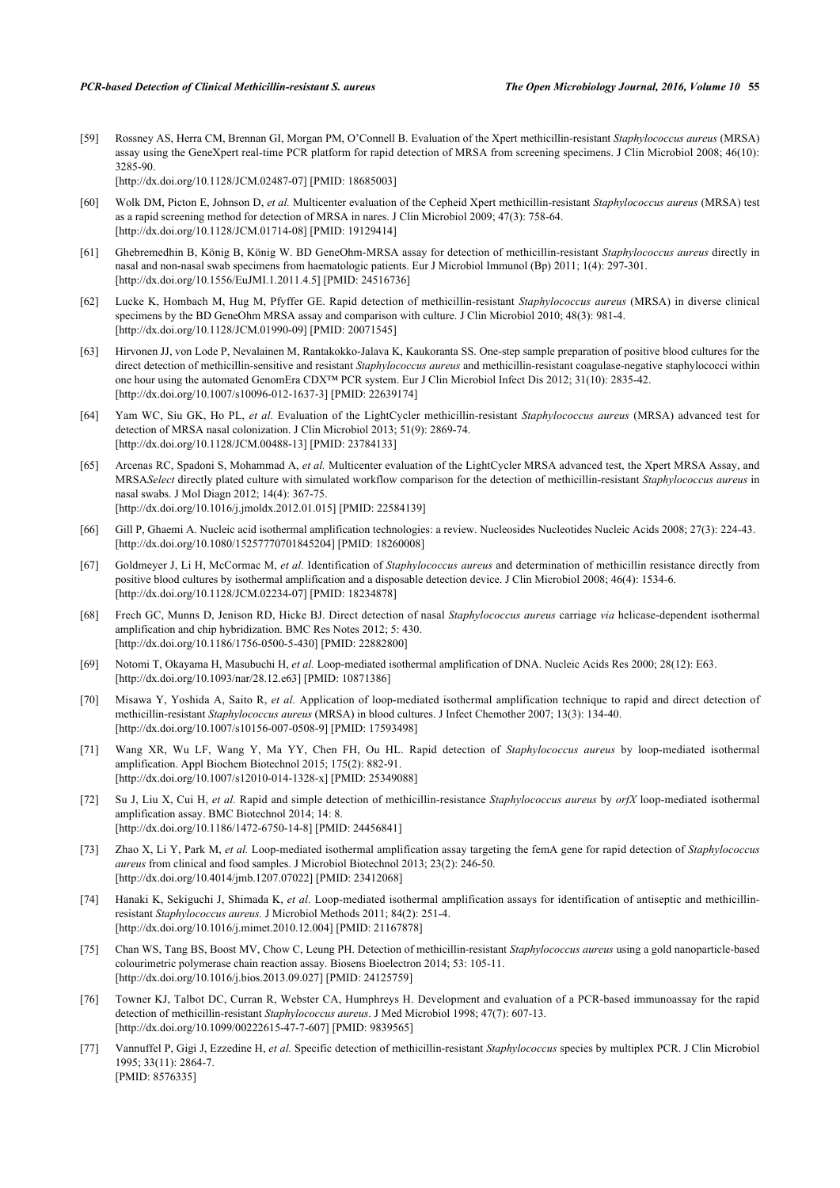[59] Rossney AS, Herra CM, Brennan GI, Morgan PM, O'Connell B. Evaluation of the Xpert methicillin-resistant *Staphylococcus aureus* (MRSA) assay using the GeneXpert real-time PCR platform for rapid detection of MRSA from screening specimens. J Clin Microbiol 2008; 46(10): 3285-90.
[http://dx.doi.org/10.1128/JCM.02487-07] [PMID: 18685003]

[60] Wolk DM, Picton E, Johnson D, *et al.* Multicenter evaluation of the Cepheid Xpert methicillin-resistant *Staphylococcus aureus* (MRSA) test as a rapid screening method for detection of MRSA in nares. J Clin Microbiol 2009; 47(3): 758-64.
[http://dx.doi.org/10.1128/JCM.01714-08] [PMID: 19129414]

[61] Ghebremedhin B, König B, König W. BD GeneOhm-MRSA assay for detection of methicillin-resistant *Staphylococcus aureus* directly in nasal and non-nasal swab specimens from haematologic patients. Eur J Microbiol Immunol (Bp) 2011; 1(4): 297-301.
[http://dx.doi.org/10.1556/EuJMI.1.2011.4.5] [PMID: 24516736]

[62] Lucke K, Hombach M, Hug M, Pfyffer GE. Rapid detection of methicillin-resistant *Staphylococcus aureus* (MRSA) in diverse clinical specimens by the BD GeneOhm MRSA assay and comparison with culture. J Clin Microbiol 2010; 48(3): 981-4.
[http://dx.doi.org/10.1128/JCM.01990-09] [PMID: 20071545]

[63] Hirvonen JJ, von Lode P, Nevalainen M, Rantakokko-Jalava K, Kaukoranta SS. One-step sample preparation of positive blood cultures for the direct detection of methicillin-sensitive and resistant *Staphylococcus aureus* and methicillin-resistant coagulase-negative staphylococci within one hour using the automated GenomEra CDX™ PCR system. Eur J Clin Microbiol Infect Dis 2012; 31(10): 2835-42.
[http://dx.doi.org/10.1007/s10096-012-1637-3] [PMID: 22639174]

[64] Yam WC, Siu GK, Ho PL, *et al.* Evaluation of the LightCycler methicillin-resistant *Staphylococcus aureus* (MRSA) advanced test for detection of MRSA nasal colonization. J Clin Microbiol 2013; 51(9): 2869-74.
[http://dx.doi.org/10.1128/JCM.00488-13] [PMID: 23784133]

[65] Arcenas RC, Spadoni S, Mohammad A, *et al.* Multicenter evaluation of the LightCycler MRSA advanced test, the Xpert MRSA Assay, and MRSA*Select* directly plated culture with simulated workflow comparison for the detection of methicillin-resistant *Staphylococcus aureus* in nasal swabs. J Mol Diagn 2012; 14(4): 367-75.
[http://dx.doi.org/10.1016/j.jmoldx.2012.01.015] [PMID: 22584139]

[66] Gill P, Ghaemi A. Nucleic acid isothermal amplification technologies: a review. Nucleosides Nucleotides Nucleic Acids 2008; 27(3): 224-43.
[http://dx.doi.org/10.1080/15257770701845204] [PMID: 18260008]

[67] Goldmeyer J, Li H, McCormac M, *et al.* Identification of *Staphylococcus aureus* and determination of methicillin resistance directly from positive blood cultures by isothermal amplification and a disposable detection device. J Clin Microbiol 2008; 46(4): 1534-6.
[http://dx.doi.org/10.1128/JCM.02234-07] [PMID: 18234878]

[68] Frech GC, Munns D, Jenison RD, Hicke BJ. Direct detection of nasal *Staphylococcus aureus* carriage *via* helicase-dependent isothermal amplification and chip hybridization. BMC Res Notes 2012; 5: 430.
[http://dx.doi.org/10.1186/1756-0500-5-430] [PMID: 22882800]

[69] Notomi T, Okayama H, Masubuchi H, *et al.* Loop-mediated isothermal amplification of DNA. Nucleic Acids Res 2000; 28(12): E63.
[http://dx.doi.org/10.1093/nar/28.12.e63] [PMID: 10871386]

[70] Misawa Y, Yoshida A, Saito R, *et al.* Application of loop-mediated isothermal amplification technique to rapid and direct detection of methicillin-resistant *Staphylococcus aureus* (MRSA) in blood cultures. J Infect Chemother 2007; 13(3): 134-40.
[http://dx.doi.org/10.1007/s10156-007-0508-9] [PMID: 17593498]

[71] Wang XR, Wu LF, Wang Y, Ma YY, Chen FH, Ou HL. Rapid detection of *Staphylococcus aureus* by loop-mediated isothermal amplification. Appl Biochem Biotechnol 2015; 175(2): 882-91.
[http://dx.doi.org/10.1007/s12010-014-1328-x] [PMID: 25349088]

[72] Su J, Liu X, Cui H, *et al.* Rapid and simple detection of methicillin-resistance *Staphylococcus aureus* by *orfX* loop-mediated isothermal amplification assay. BMC Biotechnol 2014; 14: 8.
[http://dx.doi.org/10.1186/1472-6750-14-8] [PMID: 24456841]

[73] Zhao X, Li Y, Park M, *et al.* Loop-mediated isothermal amplification assay targeting the femA gene for rapid detection of *Staphylococcus aureus* from clinical and food samples. J Microbiol Biotechnol 2013; 23(2): 246-50.
[http://dx.doi.org/10.4014/jmb.1207.07022] [PMID: 23412068]

[74] Hanaki K, Sekiguchi J, Shimada K, *et al.* Loop-mediated isothermal amplification assays for identification of antiseptic and methicillin-resistant *Staphylococcus aureus.* J Microbiol Methods 2011; 84(2): 251-4.
[http://dx.doi.org/10.1016/j.mimet.2010.12.004] [PMID: 21167878]

[75] Chan WS, Tang BS, Boost MV, Chow C, Leung PH. Detection of methicillin-resistant *Staphylococcus aureus* using a gold nanoparticle-based colourimetric polymerase chain reaction assay. Biosens Bioelectron 2014; 53: 105-11.
[http://dx.doi.org/10.1016/j.bios.2013.09.027] [PMID: 24125759]

[76] Towner KJ, Talbot DC, Curran R, Webster CA, Humphreys H. Development and evaluation of a PCR-based immunoassay for the rapid detection of methicillin-resistant *Staphylococcus aureus*. J Med Microbiol 1998; 47(7): 607-13.
[http://dx.doi.org/10.1099/00222615-47-7-607] [PMID: 9839565]

[77] Vannuffel P, Gigi J, Ezzedine H, *et al.* Specific detection of methicillin-resistant *Staphylococcus* species by multiplex PCR. J Clin Microbiol 1995; 33(11): 2864-7.
[PMID: 8576335]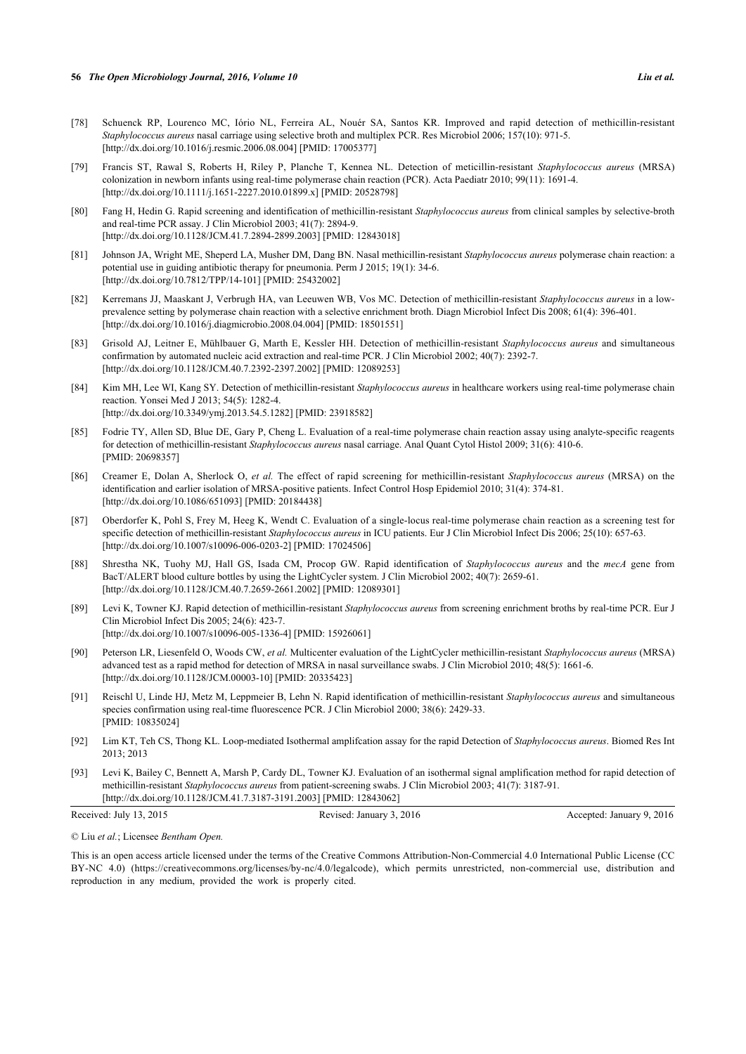[78] Schuenck RP, Lourenco MC, Iório NL, Ferreira AL, Nouér SA, Santos KR. Improved and rapid detection of methicillin-resistant *Staphylococcus aureus* nasal carriage using selective broth and multiplex PCR. Res Microbiol 2006; 157(10): 971-5. [http://dx.doi.org/10.1016/j.resmic.2006.08.004] [PMID: 17005377]

[79] Francis ST, Rawal S, Roberts H, Riley P, Planche T, Kennea NL. Detection of meticillin-resistant *Staphylococcus aureus* (MRSA) colonization in newborn infants using real-time polymerase chain reaction (PCR). Acta Paediatr 2010; 99(11): 1691-4. [http://dx.doi.org/10.1111/j.1651-2227.2010.01899.x] [PMID: 20528798]

[80] Fang H, Hedin G. Rapid screening and identification of methicillin-resistant *Staphylococcus aureus* from clinical samples by selective-broth and real-time PCR assay. J Clin Microbiol 2003; 41(7): 2894-9. [http://dx.doi.org/10.1128/JCM.41.7.2894-2899.2003] [PMID: 12843018]

[81] Johnson JA, Wright ME, Sheperd LA, Musher DM, Dang BN. Nasal methicillin-resistant *Staphylococcus aureus* polymerase chain reaction: a potential use in guiding antibiotic therapy for pneumonia. Perm J 2015; 19(1): 34-6. [http://dx.doi.org/10.7812/TPP/14-101] [PMID: 25432002]

[82] Kerremans JJ, Maaskant J, Verbrugh HA, van Leeuwen WB, Vos MC. Detection of methicillin-resistant *Staphylococcus aureus* in a low-prevalence setting by polymerase chain reaction with a selective enrichment broth. Diagn Microbiol Infect Dis 2008; 61(4): 396-401. [http://dx.doi.org/10.1016/j.diagmicrobio.2008.04.004] [PMID: 18501551]

[83] Grisold AJ, Leitner E, Mühlbauer G, Marth E, Kessler HH. Detection of methicillin-resistant *Staphylococcus aureus* and simultaneous confirmation by automated nucleic acid extraction and real-time PCR. J Clin Microbiol 2002; 40(7): 2392-7. [http://dx.doi.org/10.1128/JCM.40.7.2392-2397.2002] [PMID: 12089253]

[84] Kim MH, Lee WI, Kang SY. Detection of methicillin-resistant *Staphylococcus aureus* in healthcare workers using real-time polymerase chain reaction. Yonsei Med J 2013; 54(5): 1282-4. [http://dx.doi.org/10.3349/ymj.2013.54.5.1282] [PMID: 23918582]

[85] Fodrie TY, Allen SD, Blue DE, Gary P, Cheng L. Evaluation of a real-time polymerase chain reaction assay using analyte-specific reagents for detection of methicillin-resistant *Staphylococcus aureus* nasal carriage. Anal Quant Cytol Histol 2009; 31(6): 410-6. [PMID: 20698357]

[86] Creamer E, Dolan A, Sherlock O, *et al.* The effect of rapid screening for methicillin-resistant *Staphylococcus aureus* (MRSA) on the identification and earlier isolation of MRSA-positive patients. Infect Control Hosp Epidemiol 2010; 31(4): 374-81. [http://dx.doi.org/10.1086/651093] [PMID: 20184438]

[87] Oberdorfer K, Pohl S, Frey M, Heeg K, Wendt C. Evaluation of a single-locus real-time polymerase chain reaction as a screening test for specific detection of methicillin-resistant *Staphylococcus aureus* in ICU patients. Eur J Clin Microbiol Infect Dis 2006; 25(10): 657-63. [http://dx.doi.org/10.1007/s10096-006-0203-2] [PMID: 17024506]

[88] Shrestha NK, Tuohy MJ, Hall GS, Isada CM, Procop GW. Rapid identification of *Staphylococcus aureus* and the *mecA* gene from BacT/ALERT blood culture bottles by using the LightCycler system. J Clin Microbiol 2002; 40(7): 2659-61. [http://dx.doi.org/10.1128/JCM.40.7.2659-2661.2002] [PMID: 12089301]

[89] Levi K, Towner KJ. Rapid detection of methicillin-resistant *Staphylococcus aureus* from screening enrichment broths by real-time PCR. Eur J Clin Microbiol Infect Dis 2005; 24(6): 423-7. [http://dx.doi.org/10.1007/s10096-005-1336-4] [PMID: 15926061]

[90] Peterson LR, Liesenfeld O, Woods CW, *et al.* Multicenter evaluation of the LightCycler methicillin-resistant *Staphylococcus aureus* (MRSA) advanced test as a rapid method for detection of MRSA in nasal surveillance swabs. J Clin Microbiol 2010; 48(5): 1661-6. [http://dx.doi.org/10.1128/JCM.00003-10] [PMID: 20335423]

[91] Reischl U, Linde HJ, Metz M, Leppmeier B, Lehn N. Rapid identification of methicillin-resistant *Staphylococcus aureus* and simultaneous species confirmation using real-time fluorescence PCR. J Clin Microbiol 2000; 38(6): 2429-33. [PMID: 10835024]

[92] Lim KT, Teh CS, Thong KL. Loop-mediated Isothermal amplifcation assay for the rapid Detection of *Staphylococcus aureus*. Biomed Res Int 2013; 2013

[93] Levi K, Bailey C, Bennett A, Marsh P, Cardy DL, Towner KJ. Evaluation of an isothermal signal amplification method for rapid detection of methicillin-resistant *Staphylococcus aureus* from patient-screening swabs. J Clin Microbiol 2003; 41(7): 3187-91. [http://dx.doi.org/10.1128/JCM.41.7.3187-3191.2003] [PMID: 12843062]

Received: July 13, 2015 Revised: January 3, 2016 Accepted: January 9, 2016

© Liu *et al.*; Licensee *Bentham Open.*

This is an open access article licensed under the terms of the Creative Commons Attribution-Non-Commercial 4.0 International Public License (CC BY-NC 4.0) (https://creativecommons.org/licenses/by-nc/4.0/legalcode), which permits unrestricted, non-commercial use, distribution and reproduction in any medium, provided the work is properly cited.